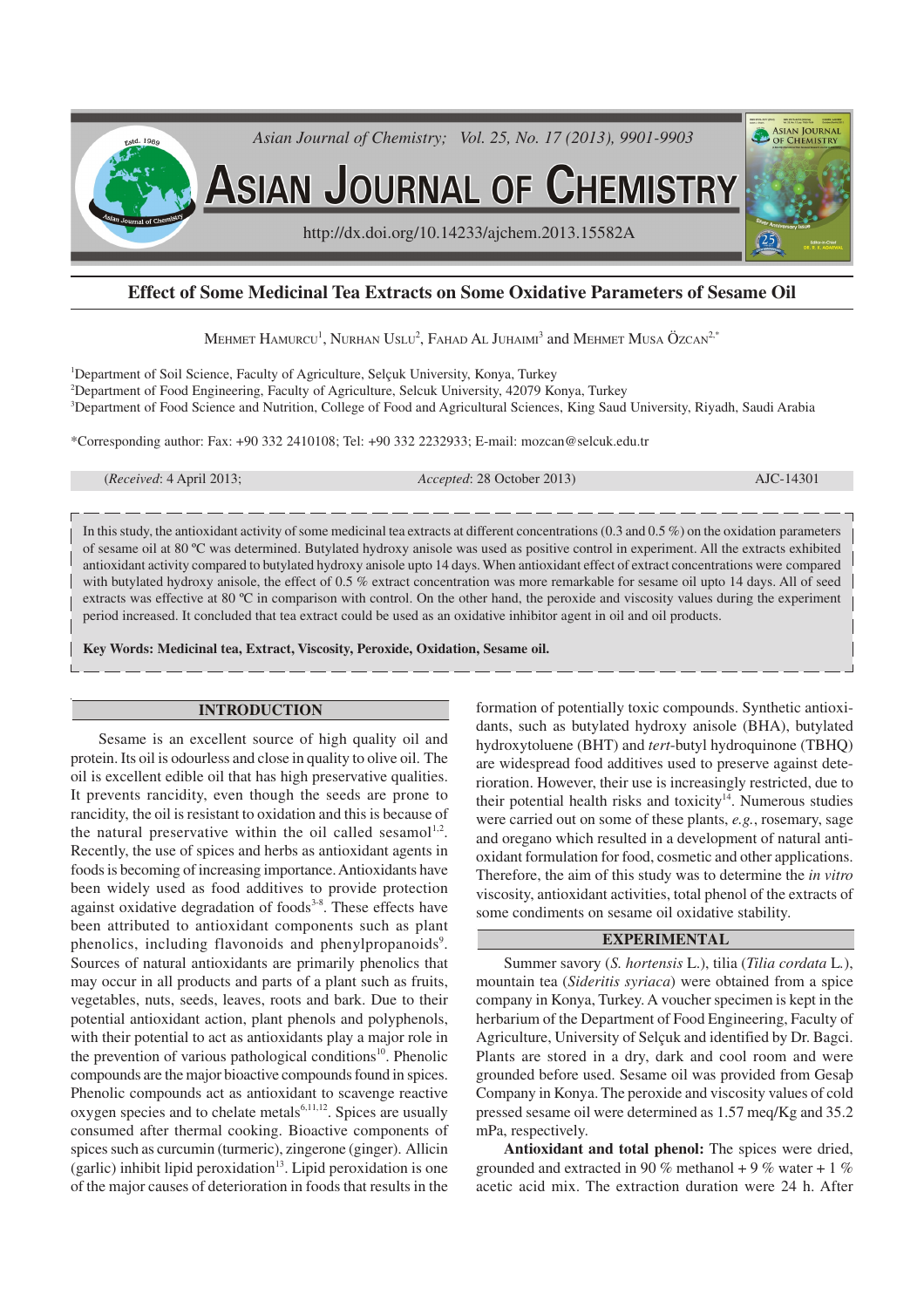# Effect of Some Medicinal Tea Extracts on Some Oxidative Parameters of Sesame Oil

Mehmet Hamurcu[1], Nurhan Uslu[2], Fahad Al Juhaimi[3] and Mehmet Musa Özcan[2,*]

[1]Department of Soil Science, Faculty of Agriculture, Selçuk University, Konya, Turkey

[2]Department of Food Engineering, Faculty of Agriculture, Selcuk University, 42079 Konya, Turkey

[3]Department of Food Science and Nutrition, College of Food and Agricultural Sciences, King Saud University, Riyadh, Saudi Arabia

*Corresponding author: Fax: +90 332 2410108; Tel: +90 332 2232933; E-mail: mozcan@selcuk.edu.tr

(*Received*: 4 April 2013; *Accepted*: 28 October 2013) AJC-14301

In this study, the antioxidant activity of some medicinal tea extracts at different concentrations (0.3 and 0.5 %) on the oxidation parameters of sesame oil at 80 ºC was determined. Butylated hydroxy anisole was used as positive control in experiment. All the extracts exhibited antioxidant activity compared to butylated hydroxy anisole upto 14 days. When antioxidant effect of extract concentrations were compared with butylated hydroxy anisole, the effect of 0.5 % extract concentration was more remarkable for sesame oil upto 14 days. All of seed extracts was effective at 80 ºC in comparison with control. On the other hand, the peroxide and viscosity values during the experiment period increased. It concluded that tea extract could be used as an oxidative inhibitor agent in oil and oil products.

**Key Words: Medicinal tea, Extract, Viscosity, Peroxide, Oxidation, Sesame oil.**

## INTRODUCTION

Sesame is an excellent source of high quality oil and protein. Its oil is odourless and close in quality to olive oil. The oil is excellent edible oil that has high preservative qualities. It prevents rancidity, even though the seeds are prone to rancidity, the oil is resistant to oxidation and this is because of the natural preservative within the oil called sesamol[1,2]. Recently, the use of spices and herbs as antioxidant agents in foods is becoming of increasing importance. Antioxidants have been widely used as food additives to provide protection against oxidative degradation of foods[3-8]. These effects have been attributed to antioxidant components such as plant phenolics, including flavonoids and phenylpropanoids[9]. Sources of natural antioxidants are primarily phenolics that may occur in all products and parts of a plant such as fruits, vegetables, nuts, seeds, leaves, roots and bark. Due to their potential antioxidant action, plant phenols and polyphenols, with their potential to act as antioxidants play a major role in the prevention of various pathological conditions[10]. Phenolic compounds are the major bioactive compounds found in spices. Phenolic compounds act as antioxidant to scavenge reactive oxygen species and to chelate metals[6,11,12]. Spices are usually consumed after thermal cooking. Bioactive components of spices such as curcumin (turmeric), zingerone (ginger). Allicin (garlic) inhibit lipid peroxidation[13]. Lipid peroxidation is one of the major causes of deterioration in foods that results in the formation of potentially toxic compounds. Synthetic antioxidants, such as butylated hydroxy anisole (BHA), butylated hydroxytoluene (BHT) and *tert*-butyl hydroquinone (TBHQ) are widespread food additives used to preserve against deterioration. However, their use is increasingly restricted, due to their potential health risks and toxicity[14]. Numerous studies were carried out on some of these plants, *e.g.*, rosemary, sage and oregano which resulted in a development of natural antioxidant formulation for food, cosmetic and other applications. Therefore, the aim of this study was to determine the *in vitro* viscosity, antioxidant activities, total phenol of the extracts of some condiments on sesame oil oxidative stability.

## EXPERIMENTAL

Summer savory (*S. hortensis* L.), tilia (*Tilia cordata* L.), mountain tea (*Sideritis syriaca*) were obtained from a spice company in Konya, Turkey. A voucher specimen is kept in the herbarium of the Department of Food Engineering, Faculty of Agriculture, University of Selçuk and identified by Dr. Bagci. Plants are stored in a dry, dark and cool room and were grounded before used. Sesame oil was provided from Gesaþ Company in Konya. The peroxide and viscosity values of cold pressed sesame oil were determined as 1.57 meq/Kg and 35.2 mPa, respectively.

**Antioxidant and total phenol:** The spices were dried, grounded and extracted in 90 % methanol + 9 % water + 1 % acetic acid mix. The extraction duration were 24 h. After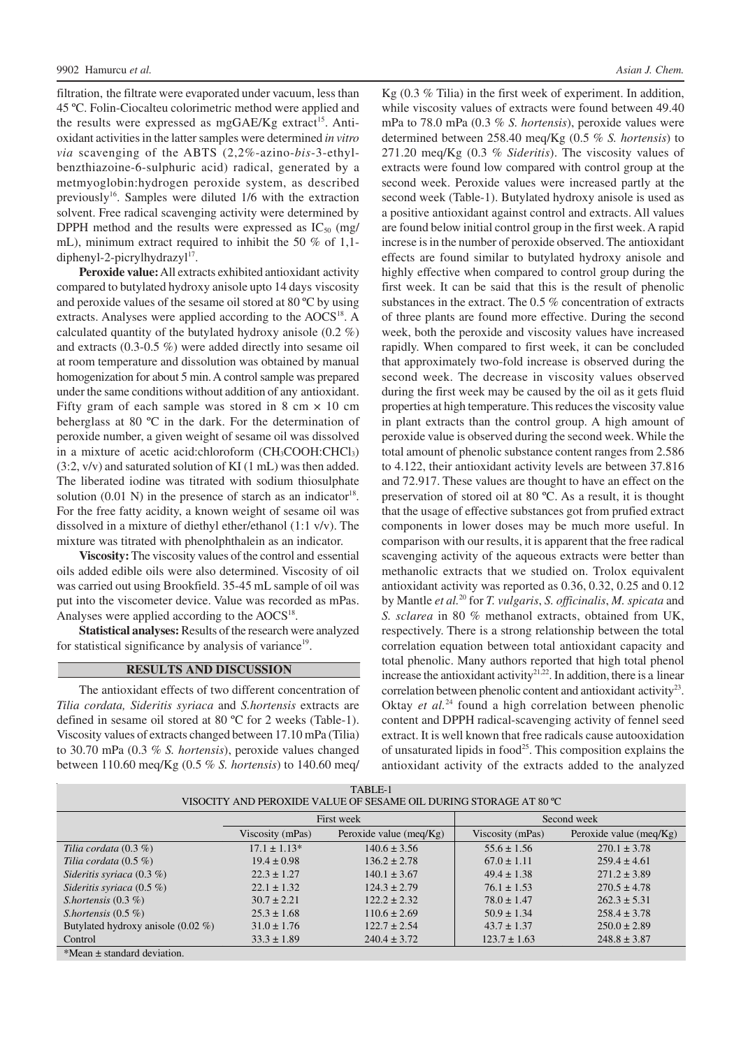filtration, the filtrate were evaporated under vacuum, less than 45 ºC. Folin-Ciocalteu colorimetric method were applied and the results were expressed as mgGAE/Kg extract[15]. Antioxidant activities in the latter samples were determined *in vitro via* scavenging of the ABTS (2,2%-azino-*bis*-3-ethylbenzthiazoine-6-sulphuric acid) radical, generated by a metmyoglobin:hydrogen peroxide system, as described previously[16]. Samples were diluted 1/6 with the extraction solvent. Free radical scavenging activity were determined by DPPH method and the results were expressed as $IC_{50}$ (mg/mL), minimum extract required to inhibit the 50 % of 1,1-diphenyl-2-picrylhydrazyl[17].

**Peroxide value:** All extracts exhibited antioxidant activity compared to butylated hydroxy anisole upto 14 days viscosity and peroxide values of the sesame oil stored at 80 ºC by using extracts. Analyses were applied according to the AOCS[18]. A calculated quantity of the butylated hydroxy anisole (0.2 %) and extracts (0.3-0.5 %) were added directly into sesame oil at room temperature and dissolution was obtained by manual homogenization for about 5 min. A control sample was prepared under the same conditions without addition of any antioxidant. Fifty gram of each sample was stored in 8 cm × 10 cm beherglass at 80 ºC in the dark. For the determination of peroxide number, a given weight of sesame oil was dissolved in a mixture of acetic acid:chloroform ($CH_3COOH$:$CHCl_3$) (3:2, v/v) and saturated solution of KI (1 mL) was then added. The liberated iodine was titrated with sodium thiosulphate solution (0.01 N) in the presence of starch as an indicator[18]. For the free fatty acidity, a known weight of sesame oil was dissolved in a mixture of diethyl ether/ethanol (1:1 v/v). The mixture was titrated with phenolphthalein as an indicator.

**Viscosity:** The viscosity values of the control and essential oils added edible oils were also determined. Viscosity of oil was carried out using Brookfield. 35-45 mL sample of oil was put into the viscometer device. Value was recorded as mPas. Analyses were applied according to the AOCS[18].

**Statistical analyses:** Results of the research were analyzed for statistical significance by analysis of variance[19].

## RESULTS AND DISCUSSION

The antioxidant effects of two different concentration of *Tilia cordata, Sideritis syriaca* and *S.hortensis* extracts are defined in sesame oil stored at 80 ºC for 2 weeks (Table-1). Viscosity values of extracts changed between 17.10 mPa (Tilia) to 30.70 mPa (0.3 % *S. hortensis*), peroxide values changed between 110.60 meq/Kg (0.5 % *S. hortensis*) to 140.60 meq/Kg (0.3 % Tilia) in the first week of experiment. In addition, while viscosity values of extracts were found between 49.40 mPa to 78.0 mPa (0.3 % *S. hortensis*), peroxide values were determined between 258.40 meq/Kg (0.5 % *S. hortensis*) to 271.20 meq/Kg (0.3 % *Sideritis*). The viscosity values of extracts were found low compared with control group at the second week. Peroxide values were increased partly at the second week (Table-1). Butylated hydroxy anisole is used as a positive antioxidant against control and extracts. All values are found below initial control group in the first week. A rapid increse is in the number of peroxide observed. The antioxidant effects are found similar to butylated hydroxy anisole and highly effective when compared to control group during the first week. It can be said that this is the result of phenolic substances in the extract. The 0.5 % concentration of extracts of three plants are found more effective. During the second week, both the peroxide and viscosity values have increased rapidly. When compared to first week, it can be concluded that approximately two-fold increase is observed during the second week. The decrease in viscosity values observed during the first week may be caused by the oil as it gets fluid properties at high temperature. This reduces the viscosity value in plant extracts than the control group. A high amount of peroxide value is observed during the second week. While the total amount of phenolic substance content ranges from 2.586 to 4.122, their antioxidant activity levels are between 37.816 and 72.917. These values are thought to have an effect on the preservation of stored oil at 80 ºC. As a result, it is thought that the usage of effective substances got from prufied extract components in lower doses may be much more useful. In comparison with our results, it is apparent that the free radical scavenging activity of the aqueous extracts were better than methanolic extracts that we studied on. Trolox equivalent antioxidant activity was reported as 0.36, 0.32, 0.25 and 0.12 by Mantle *et al.*[20] for *T. vulgaris*, *S. officinalis*, *M. spicata* and *S. sclarea* in 80 % methanol extracts, obtained from UK, respectively. There is a strong relationship between the total correlation equation between total antioxidant capacity and total phenolic. Many authors reported that high total phenol increase the antioxidant activity[21,22]. In addition, there is a linear correlation between phenolic content and antioxidant activity[23]. Oktay *et al.*[24] found a high correlation between phenolic content and DPPH radical-scavenging activity of fennel seed extract. It is well known that free radicals cause autooxidation of unsaturated lipids in food[25]. This composition explains the antioxidant activity of the extracts added to the analyzed

TABLE-1
VISOCITY AND PEROXIDE VALUE OF SESAME OIL DURING STORAGE AT 80 ºC

| | First week | | Second week | |
|---|---|---|---|---|
| | Viscosity (mPas) | Peroxide value (meq/Kg) | Viscosity (mPas) | Peroxide value (meq/Kg) |
| *Tilia cordata* (0.3 %) | 17.1 ± 1.13* | 140.6 ± 3.56 | 55.6 ± 1.56 | 270.1 ± 3.78 |
| *Tilia cordata* (0.5 %) | 19.4 ± 0.98 | 136.2 ± 2.78 | 67.0 ± 1.11 | 259.4 ± 4.61 |
| *Sideritis syriaca* (0.3 %) | 22.3 ± 1.27 | 140.1 ± 3.67 | 49.4 ± 1.38 | 271.2 ± 3.89 |
| *Sideritis syriaca* (0.5 %) | 22.1 ± 1.32 | 124.3 ± 2.79 | 76.1 ± 1.53 | 270.5 ± 4.78 |
| *S.hortensis* (0.3 %) | 30.7 ± 2.21 | 122.2 ± 2.32 | 78.0 ± 1.47 | 262.3 ± 5.31 |
| *S.hortensis* (0.5 %) | 25.3 ± 1.68 | 110.6 ± 2.69 | 50.9 ± 1.34 | 258.4 ± 3.78 |
| Butylated hydroxy anisole (0.02 %) | 31.0 ± 1.76 | 122.7 ± 2.54 | 43.7 ± 1.37 | 250.0 ± 2.89 |
| Control | 33.3 ± 1.89 | 240.4 ± 3.72 | 123.7 ± 1.63 | 248.8 ± 3.87 |

*Mean ± standard deviation.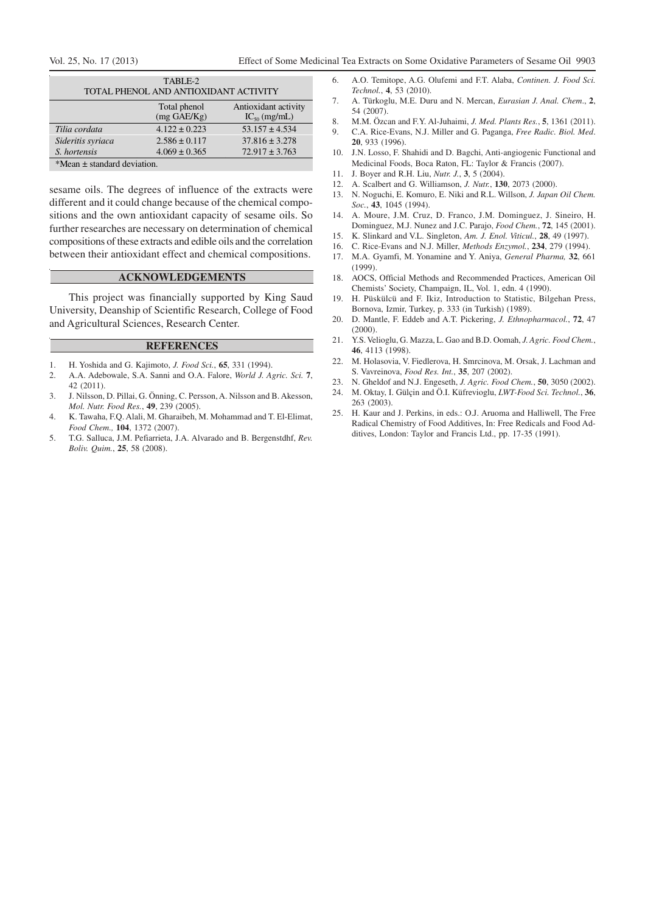TABLE-2
TOTAL PHENOL AND ANTIOXIDANT ACTIVITY

| | Total phenol (mg GAE/Kg) | Antioxidant activity $IC_{50}$ (mg/mL) |
|---|---|---|
| *Tilia cordata* | 4.122 ± 0.223 | 53.157 ± 4.534 |
| *Sideritis syriaca* | 2.586 ± 0.117 | 37.816 ± 3.278 |
| *S. hortensis* | 4.069 ± 0.365 | 72.917 ± 3.763 |

*Mean ± standard deviation.

sesame oils. The degrees of influence of the extracts were different and it could change because of the chemical compositions and the own antioxidant capacity of sesame oils. So further researches are necessary on determination of chemical compositions of these extracts and edible oils and the correlation between their antioxidant effect and chemical compositions.

## ACKNOWLEDGEMENTS

This project was financially supported by King Saud University, Deanship of Scientific Research, College of Food and Agricultural Sciences, Research Center.

## REFERENCES

1. H. Yoshida and G. Kajimoto, *J. Food Sci.*, **65**, 331 (1994).
2. A.A. Adebowale, S.A. Sanni and O.A. Falore, *World J. Agric. Sci.* **7**, 42 (2011).
3. J. Nilsson, D. Pillai, G. Önning, C. Persson, A. Nilsson and B. Akesson, *Mol. Nutr. Food Res.*, **49**, 239 (2005).
4. K. Tawaha, F.Q. Alali, M. Gharaibeh, M. Mohammad and T. El-Elimat, *Food Chem.,* **104**, 1372 (2007).
5. T.G. Salluca, J.M. Pefiarrieta, J.A. Alvarado and B. Bergenstdhf, *Rev. Boliv. Quim.*, **25**, 58 (2008).
6. A.O. Temitope, A.G. Olufemi and F.T. Alaba, *Contінen. J. Food Sci. Technol.*, **4**, 53 (2010).
7. A. Türkoglu, M.E. Duru and N. Mercan, *Eurasian J. Anal. Chem.*, **2**, 54 (2007).
8. M.M. Özcan and F.Y. Al-Juhaimi, *J. Med. Plants Res.*, **5**, 1361 (2011).
9. C.A. Rice-Evans, N.J. Miller and G. Paganga, *Free Radic. Biol. Med*. **20**, 933 (1996).
10. J.N. Losso, F. Shahidi and D. Bagchi, Anti-angiogenic Functional and Medicinal Foods, Boca Raton, FL: Taylor & Francis (2007).
11. J. Boyer and R.H. Liu, *Nutr. J.*, **3**, 5 (2004).
12. A. Scalbert and G. Williamson, *J. Nutr.*, **130**, 2073 (2000).
13. N. Noguchi, E. Komuro, E. Niki and R.L. Willson, *J. Japan Oil Chem. Soc.*, **43**, 1045 (1994).
14. A. Moure, J.M. Cruz, D. Franco, J.M. Dominguez, J. Sineiro, H. Dominguez, M.J. Nunez and J.C. Parajo, *Food Chem.*, **72**, 145 (2001).
15. K. Slinkard and V.L. Singleton, *Am. J. Enol. Viticul.*, **28**, 49 (1997).
16. C. Rice-Evans and N.J. Miller, *Methods Enzymol.*, **234**, 279 (1994).
17. M.A. Gyamfi, M. Yonamine and Y. Aniya, *General Pharma,* **32**, 661 (1999).
18. AOCS, Official Methods and Recommended Practices, American Oil Chemists' Society, Champaign, IL, Vol. 1, edn. 4 (1990).
19. H. Püskülcü and F. Ikiz, Introduction to Statistic, Bilgehan Press, Bornova, Izmir, Turkey, p. 333 (in Turkish) (1989).
20. D. Mantle, F. Eddeb and A.T. Pickering, *J. Ethnopharmacol.*, **72**, 47 (2000).
21. Y.S. Velioglu, G. Mazza, L. Gao and B.D. Oomah, *J. Agric. Food Chem.*, **46**, 4113 (1998).
22. M. Holasovia, V. Fiedlerova, H. Smrcinova, M. Orsak, J. Lachman and S. Vavreinova, *Food Res. Int.*, **35**, 207 (2002).
23. N. Gheldof and N.J. Engeseth, *J. Agric. Food Chem.*, **50**, 3050 (2002).
24. M. Oktay, I. Gülçin and Ö.I. Küfrevioglu, *LWT-Food Sci. Technol.*, **36**, 263 (2003).
25. H. Kaur and J. Perkins, in eds.: O.J. Aruoma and Halliwell, The Free Radical Chemistry of Food Additives, In: Free Redicals and Food Additives, London: Taylor and Francis Ltd., pp. 17-35 (1991).